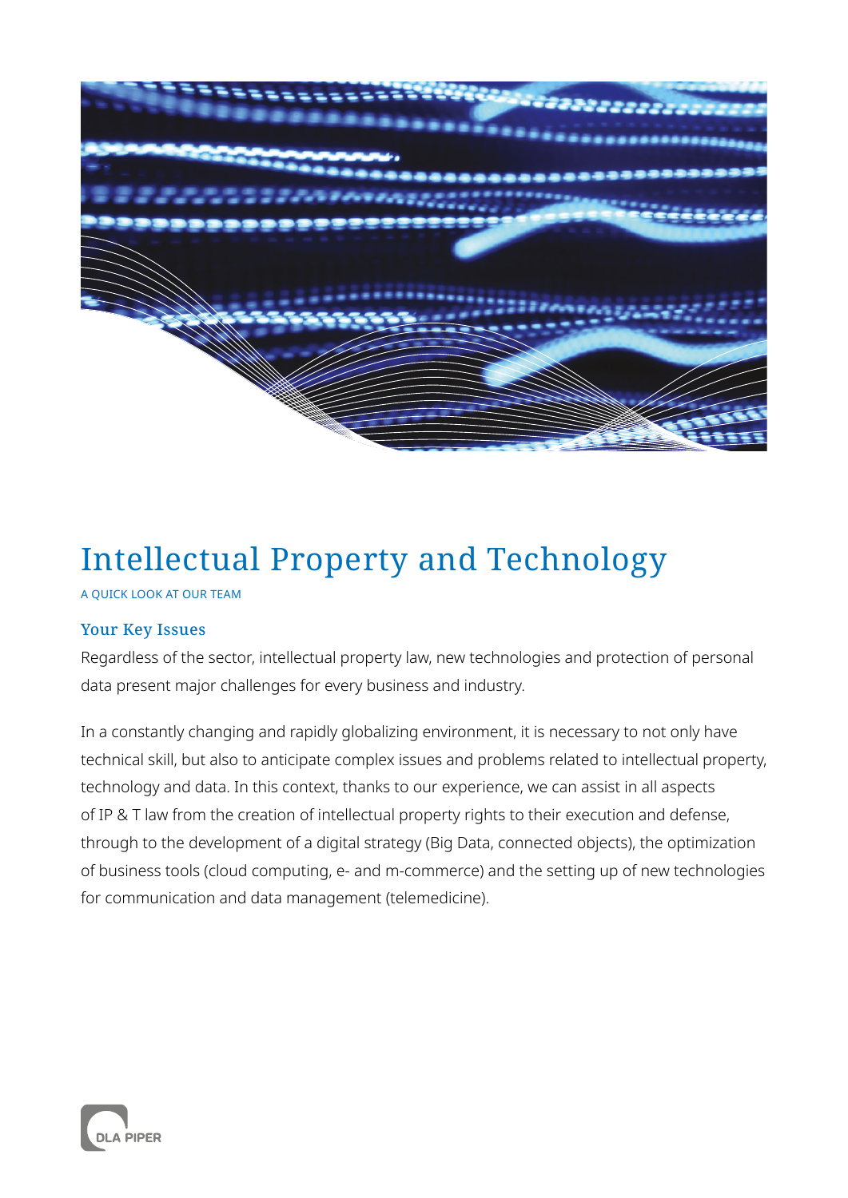# Intellectual Property and Technology

A QUICK LOOK AT OUR TEAM

## Your Key Issues

Regardless of the sector, intellectual property law, new technologies and protection of personal data present major challenges for every business and industry.

In a constantly changing and rapidly globalizing environment, it is necessary to not only have technical skill, but also to anticipate complex issues and problems related to intellectual property, technology and data. In this context, thanks to our experience, we can assist in all aspects of IP & T law from the creation of intellectual property rights to their execution and defense, through to the development of a digital strategy (Big Data, connected objects), the optimization of business tools (cloud computing, e- and m-commerce) and the setting up of new technologies for communication and data management (telemedicine).

DLA PIPER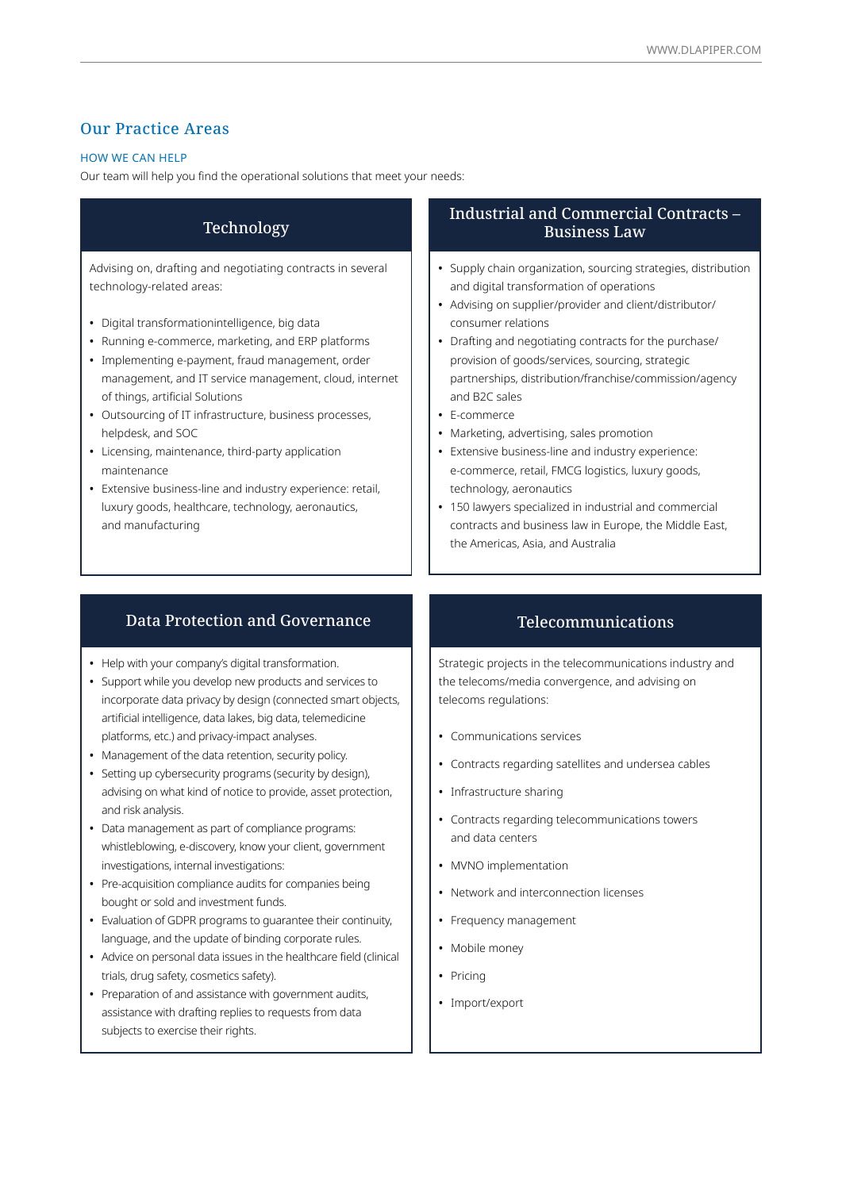## Our Practice Areas

HOW WE CAN HELP

Our team will help you find the operational solutions that meet your needs:

### Technology

Advising on, drafting and negotiating contracts in several technology-related areas:

- Digital transformationintelligence, big data
- Running e-commerce, marketing, and ERP platforms
- Implementing e-payment, fraud management, order management, and IT service management, cloud, internet of things, artificial Solutions
- Outsourcing of IT infrastructure, business processes, helpdesk, and SOC
- Licensing, maintenance, third-party application maintenance
- Extensive business-line and industry experience: retail, luxury goods, healthcare, technology, aeronautics, and manufacturing

### Industrial and Commercial Contracts – Business Law

- Supply chain organization, sourcing strategies, distribution and digital transformation of operations
- Advising on supplier/provider and client/distributor/ consumer relations
- Drafting and negotiating contracts for the purchase/ provision of goods/services, sourcing, strategic partnerships, distribution/franchise/commission/agency and B2C sales
- E-commerce
- Marketing, advertising, sales promotion
- Extensive business-line and industry experience: e-commerce, retail, FMCG logistics, luxury goods, technology, aeronautics
- 150 lawyers specialized in industrial and commercial contracts and business law in Europe, the Middle East, the Americas, Asia, and Australia

### Data Protection and Governance

- Help with your company's digital transformation.
- Support while you develop new products and services to incorporate data privacy by design (connected smart objects, artificial intelligence, data lakes, big data, telemedicine platforms, etc.) and privacy-impact analyses.
- Management of the data retention, security policy.
- Setting up cybersecurity programs (security by design), advising on what kind of notice to provide, asset protection, and risk analysis.
- Data management as part of compliance programs: whistleblowing, e-discovery, know your client, government investigations, internal investigations:
- Pre-acquisition compliance audits for companies being bought or sold and investment funds.
- Evaluation of GDPR programs to guarantee their continuity, language, and the update of binding corporate rules.
- Advice on personal data issues in the healthcare field (clinical trials, drug safety, cosmetics safety).
- Preparation of and assistance with government audits, assistance with drafting replies to requests from data subjects to exercise their rights.

### Telecommunications

Strategic projects in the telecommunications industry and the telecoms/media convergence, and advising on telecoms regulations:

- Communications services
- Contracts regarding satellites and undersea cables
- Infrastructure sharing
- Contracts regarding telecommunications towers and data centers
- MVNO implementation
- Network and interconnection licenses
- Frequency management
- Mobile money
- Pricing
- Import/export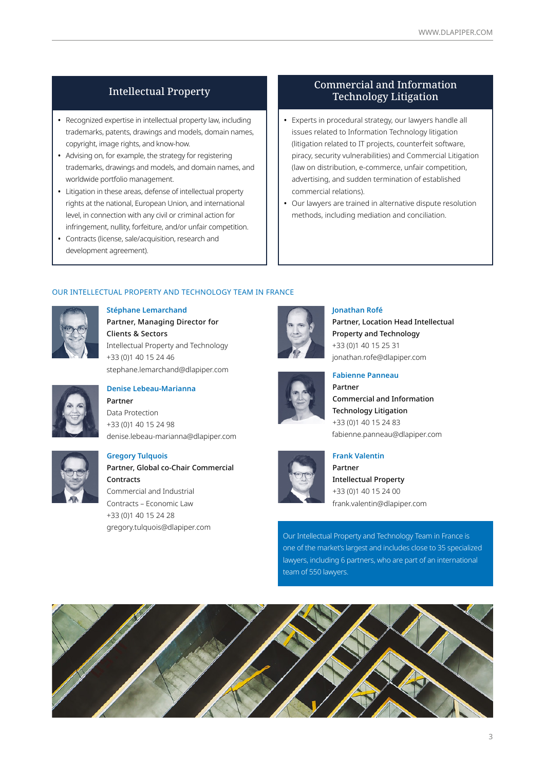## Intellectual Property

- Recognized expertise in intellectual property law, including trademarks, patents, drawings and models, domain names, copyright, image rights, and know-how.
- Advising on, for example, the strategy for registering trademarks, drawings and models, and domain names, and worldwide portfolio management.
- Litigation in these areas, defense of intellectual property rights at the national, European Union, and international level, in connection with any civil or criminal action for infringement, nullity, forfeiture, and/or unfair competition.
- Contracts (license, sale/acquisition, research and development agreement).

## Commercial and Information Technology Litigation

- Experts in procedural strategy, our lawyers handle all issues related to Information Technology litigation (litigation related to IT projects, counterfeit software, piracy, security vulnerabilities) and Commercial Litigation (law on distribution, e-commerce, unfair competition, advertising, and sudden termination of established commercial relations).
- Our lawyers are trained in alternative dispute resolution methods, including mediation and conciliation.

### OUR INTELLECTUAL PROPERTY AND TECHNOLOGY TEAM IN FRANCE

**Stéphane Lemarchand**
**Partner, Managing Director for Clients & Sectors**
Intellectual Property and Technology
+33 (0)1 40 15 24 46
stephane.lemarchand@dlapiper.com

**Denise Lebeau-Marianna**
**Partner**
Data Protection
+33 (0)1 40 15 24 98
denise.lebeau-marianna@dlapiper.com

**Gregory Tulquois**
**Partner, Global co-Chair Commercial Contracts**
Commercial and Industrial Contracts – Economic Law
+33 (0)1 40 15 24 28
gregory.tulquois@dlapiper.com

**Jonathan Rofé**
**Partner, Location Head Intellectual Property and Technology**
+33 (0)1 40 15 25 31
jonathan.rofe@dlapiper.com

**Fabienne Panneau**
**Partner**
**Commercial and Information Technology Litigation**
+33 (0)1 40 15 24 83
fabienne.panneau@dlapiper.com

**Frank Valentin**
**Partner**
**Intellectual Property**
+33 (0)1 40 15 24 00
frank.valentin@dlapiper.com

Our Intellectual Property and Technology Team in France is one of the market's largest and includes close to 35 specialized lawyers, including 6 partners, who are part of an international team of 550 lawyers.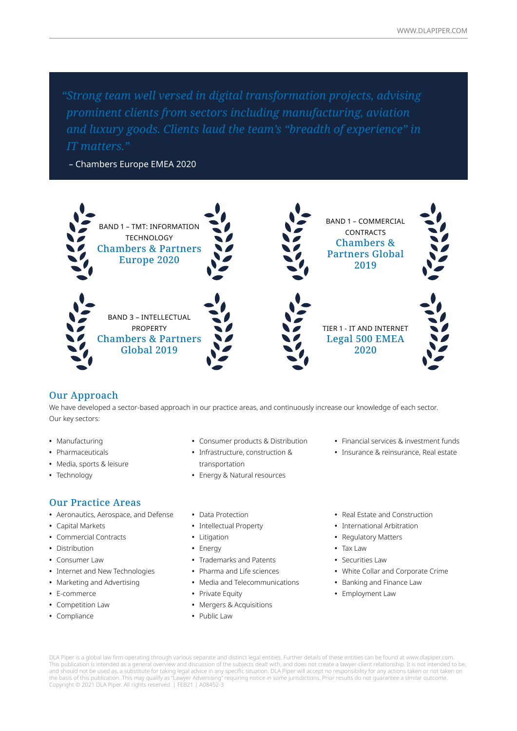> *"Strong team well versed in digital transformation projects, advising prominent clients from sectors including manufacturing, aviation and luxury goods. Clients laud the team's "breadth of experience" in IT matters."*
>
> – Chambers Europe EMEA 2020

BAND 1 – TMT: INFORMATION TECHNOLOGY
**Chambers & Partners Europe 2020**

BAND 1 – COMMERCIAL CONTRACTS
**Chambers & Partners Global 2019**

BAND 3 – INTELLECTUAL PROPERTY
**Chambers & Partners Global 2019**

TIER 1 - IT AND INTERNET
**Legal 500 EMEA 2020**

## Our Approach

We have developed a sector-based approach in our practice areas, and continuously increase our knowledge of each sector. Our key sectors:

- Manufacturing
- Pharmaceuticals
- Media, sports & leisure
- Technology
- Consumer products & Distribution
- Infrastructure, construction & transportation
- Energy & Natural resources
- Financial services & investment funds
- Insurance & reinsurance, Real estate

## Our Practice Areas

- Aeronautics, Aerospace, and Defense
- Capital Markets
- Commercial Contracts
- Distribution
- Consumer Law
- Internet and New Technologies
- Marketing and Advertising
- E-commerce
- Competition Law
- Compliance
- Data Protection
- Intellectual Property
- Litigation
- Energy
- Trademarks and Patents
- Pharma and Life sciences
- Media and Telecommunications
- Private Equity
- Mergers & Acquisitions
- Public Law
- Real Estate and Construction
- International Arbitration
- Regulatory Matters
- Tax Law
- Securities Law
- White Collar and Corporate Crime
- Banking and Finance Law
- Employment Law

DLA Piper is a global law firm operating through various separate and distinct legal entities. Further details of these entities can be found at www.dlapiper.com. This publication is intended as a general overview and discussion of the subjects dealt with, and does not create a lawyer-client relationship. It is not intended to be, and should not be used as, a substitute for taking legal advice in any specific situation. DLA Piper will accept no responsibility for any actions taken or not taken on the basis of this publication. This may qualify as "Lawyer Advertising" requiring notice in some jurisdictions. Prior results do not guarantee a similar outcome. Copyright © 2021 DLA Piper. All rights reserved. | FEB21 | A08452-3